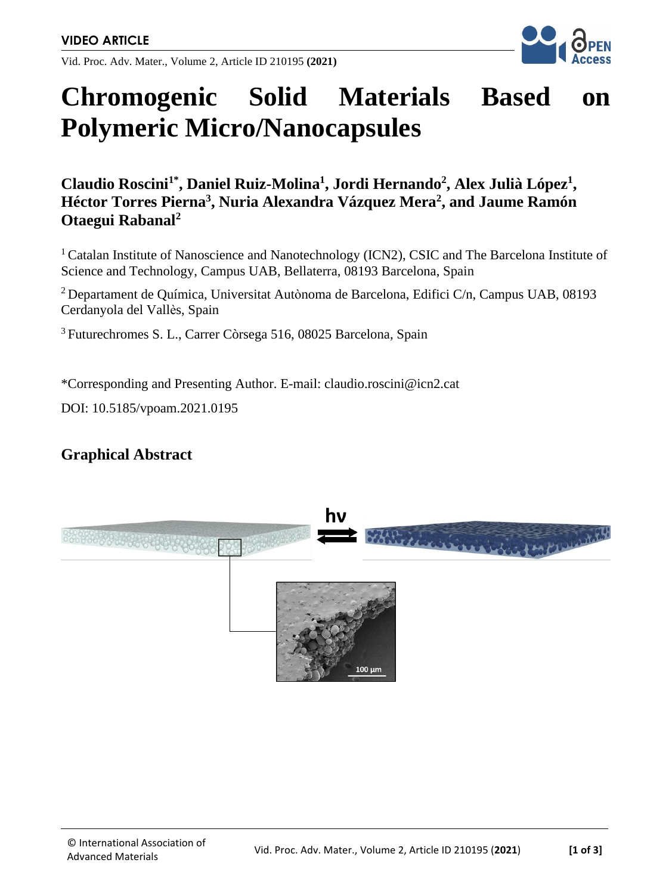VIDEO ARTICLE

# Chromogenic Solid Materials Based on Polymeric Micro/Nanocapsules

**Claudio Roscini[1*], Daniel Ruiz-Molina[1], Jordi Hernando[2], Alex Julià López[1], Héctor Torres Pierna[3], Nuria Alexandra Vázquez Mera[2], and Jaume Ramón Otaegui Rabanal[2]**

[1] Catalan Institute of Nanoscience and Nanotechnology (ICN2), CSIC and The Barcelona Institute of Science and Technology, Campus UAB, Bellaterra, 08193 Barcelona, Spain

[2] Departament de Química, Universitat Autònoma de Barcelona, Edifici C/n, Campus UAB, 08193 Cerdanyola del Vallès, Spain

[3] Futurechromes S. L., Carrer Còrsega 516, 08025 Barcelona, Spain

*Corresponding and Presenting Author. E-mail: claudio.roscini@icn2.cat

DOI: 10.5185/vpoam.2021.0195

## Graphical Abstract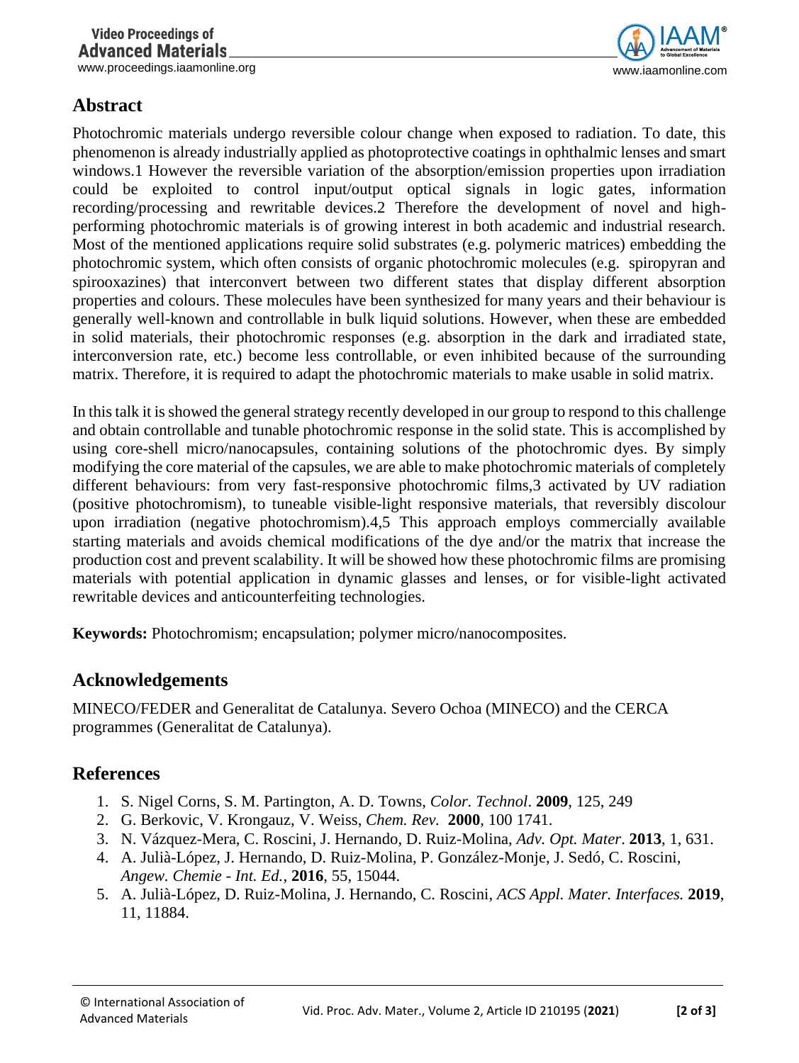## Abstract

Photochromic materials undergo reversible colour change when exposed to radiation. To date, this phenomenon is already industrially applied as photoprotective coatings in ophthalmic lenses and smart windows.[1] However the reversible variation of the absorption/emission properties upon irradiation could be exploited to control input/output optical signals in logic gates, information recording/processing and rewritable devices.[2] Therefore the development of novel and high-performing photochromic materials is of growing interest in both academic and industrial research. Most of the mentioned applications require solid substrates (e.g. polymeric matrices) embedding the photochromic system, which often consists of organic photochromic molecules (e.g. spiropyran and spirooxazines) that interconvert between two different states that display different absorption properties and colours. These molecules have been synthesized for many years and their behaviour is generally well-known and controllable in bulk liquid solutions. However, when these are embedded in solid materials, their photochromic responses (e.g. absorption in the dark and irradiated state, interconversion rate, etc.) become less controllable, or even inhibited because of the surrounding matrix. Therefore, it is required to adapt the photochromic materials to make usable in solid matrix.

In this talk it is showed the general strategy recently developed in our group to respond to this challenge and obtain controllable and tunable photochromic response in the solid state. This is accomplished by using core-shell micro/nanocapsules, containing solutions of the photochromic dyes. By simply modifying the core material of the capsules, we are able to make photochromic materials of completely different behaviours: from very fast-responsive photochromic films,[3] activated by UV radiation (positive photochromism), to tuneable visible-light responsive materials, that reversibly discolour upon irradiation (negative photochromism).[4,5] This approach employs commercially available starting materials and avoids chemical modifications of the dye and/or the matrix that increase the production cost and prevent scalability. It will be showed how these photochromic films are promising materials with potential application in dynamic glasses and lenses, or for visible-light activated rewritable devices and anticounterfeiting technologies.

**Keywords:** Photochromism; encapsulation; polymer micro/nanocomposites.

## Acknowledgements

MINECO/FEDER and Generalitat de Catalunya. Severo Ochoa (MINECO) and the CERCA programmes (Generalitat de Catalunya).

## References

1. S. Nigel Corns, S. M. Partington, A. D. Towns, *Color. Technol*. **2009**, 125, 249
2. G. Berkovic, V. Krongauz, V. Weiss, *Chem. Rev.* **2000**, 100 1741.
3. N. Vázquez-Mera, C. Roscini, J. Hernando, D. Ruiz-Molina, *Adv. Opt. Mater*. **2013**, 1, 631.
4. A. Julià-López, J. Hernando, D. Ruiz-Molina, P. González-Monje, J. Sedó, C. Roscini, *Angew. Chemie - Int. Ed.*, **2016**, 55, 15044.
5. A. Julià-López, D. Ruiz-Molina, J. Hernando, C. Roscini, *ACS Appl. Mater. Interfaces.* **2019**, 11, 11884.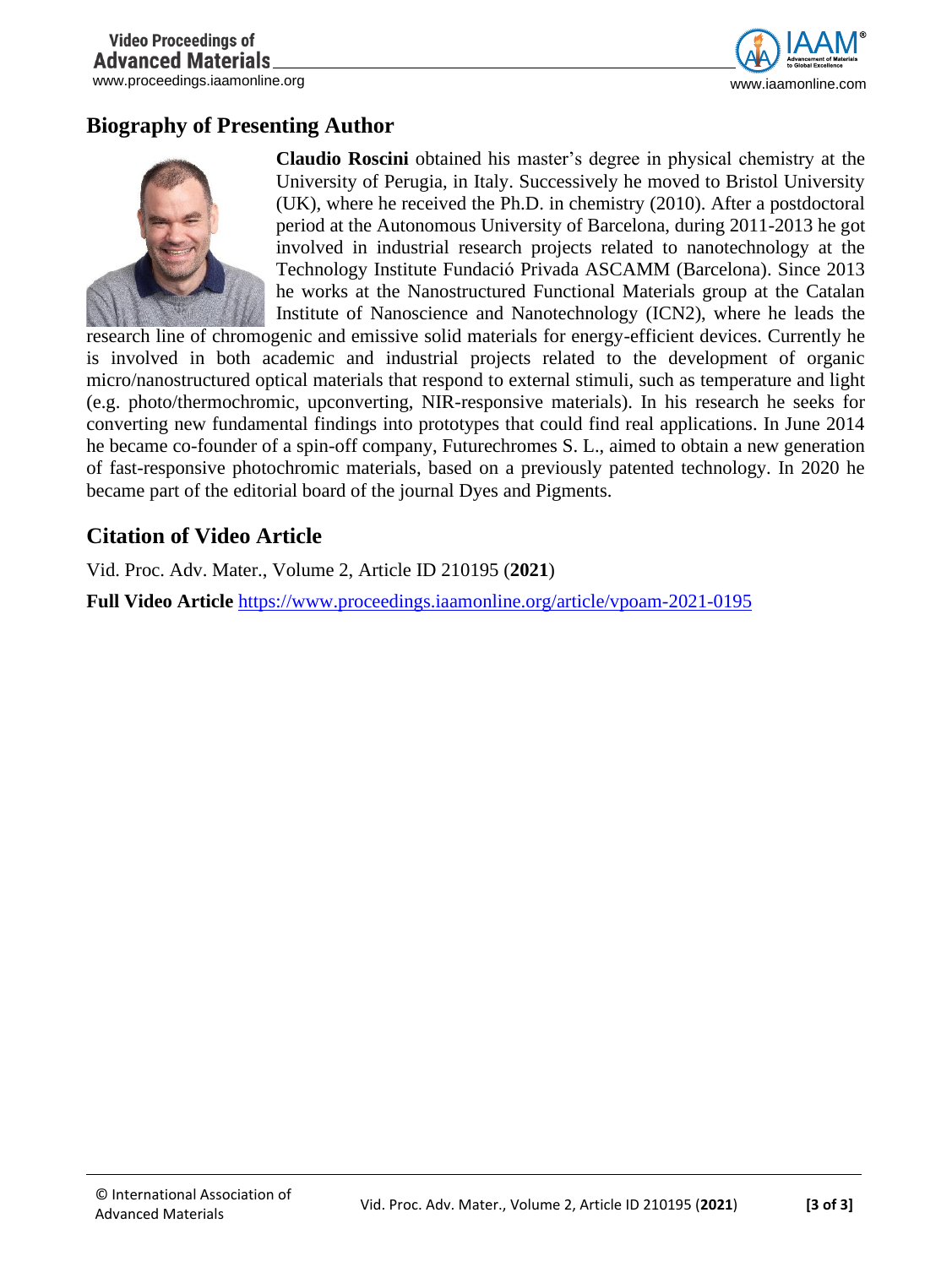## Biography of Presenting Author

**Claudio Roscini** obtained his master's degree in physical chemistry at the University of Perugia, in Italy. Successively he moved to Bristol University (UK), where he received the Ph.D. in chemistry (2010). After a postdoctoral period at the Autonomous University of Barcelona, during 2011-2013 he got involved in industrial research projects related to nanotechnology at the Technology Institute Fundació Privada ASCAMM (Barcelona). Since 2013 he works at the Nanostructured Functional Materials group at the Catalan Institute of Nanoscience and Nanotechnology (ICN2), where he leads the research line of chromogenic and emissive solid materials for energy-efficient devices. Currently he is involved in both academic and industrial projects related to the development of organic micro/nanostructured optical materials that respond to external stimuli, such as temperature and light (e.g. photo/thermochromic, upconverting, NIR-responsive materials). In his research he seeks for converting new fundamental findings into prototypes that could find real applications. In June 2014 he became co-founder of a spin-off company, Futurechromes S. L., aimed to obtain a new generation of fast-responsive photochromic materials, based on a previously patented technology. In 2020 he became part of the editorial board of the journal Dyes and Pigments.

## Citation of Video Article

Vid. Proc. Adv. Mater., Volume 2, Article ID 210195 (**2021**)

**Full Video Article** https://www.proceedings.iaamonline.org/article/vpoam-2021-0195